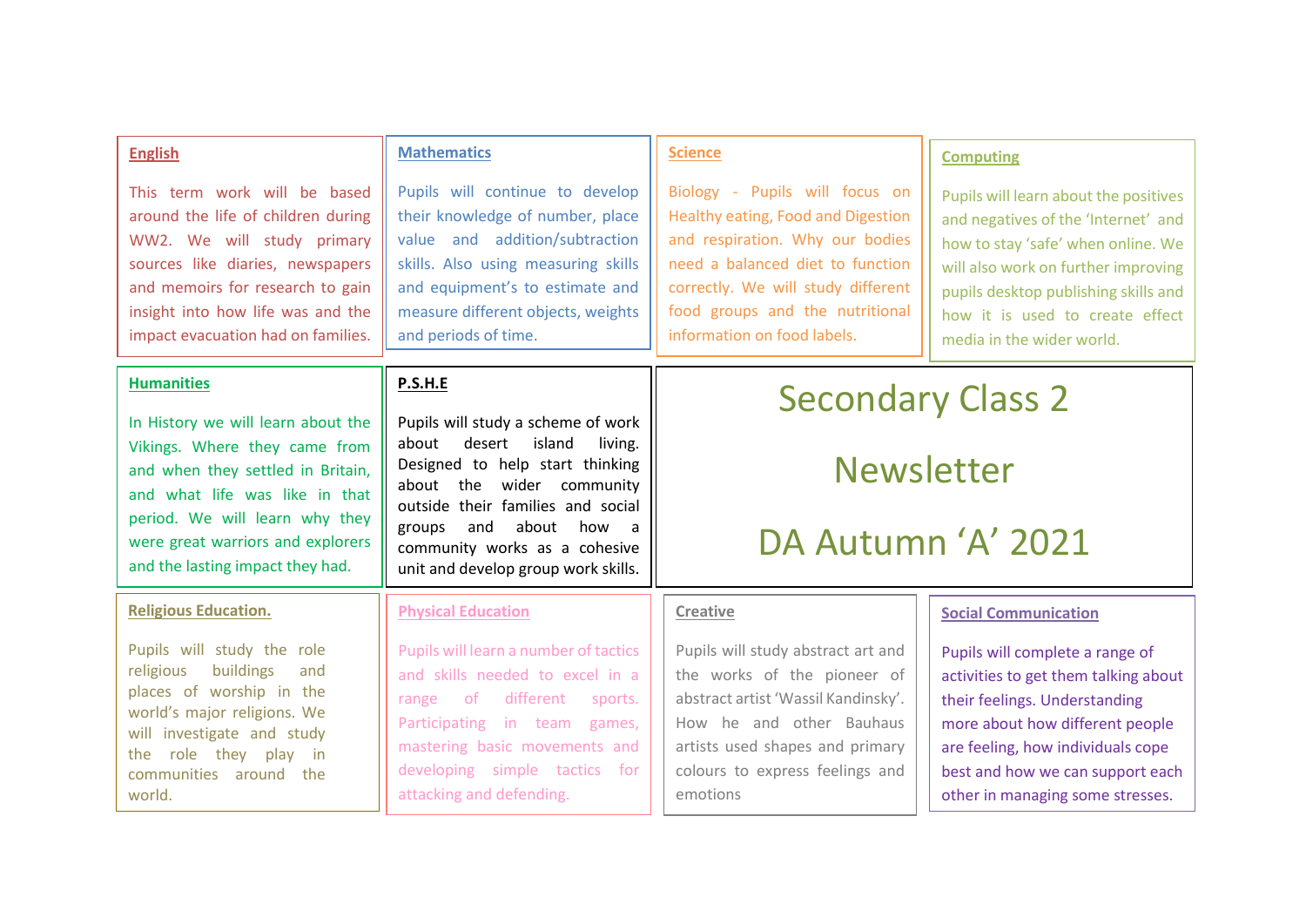# Secondary Class 2

# Newsletter

# DA Autumn 'A' 2021

## English

This term work will be based around the life of children during WW2. We will study primary sources like diaries, newspapers and memoirs for research to gain insight into how life was and the impact evacuation had on families.

## Mathematics

Pupils will continue to develop their knowledge of number, place value and addition/subtraction skills. Also using measuring skills and equipment's to estimate and measure different objects, weights and periods of time.

## Science

Biology - Pupils will focus on Healthy eating, Food and Digestion and respiration. Why our bodies need a balanced diet to function correctly. We will study different food groups and the nutritional information on food labels.

## Computing

Pupils will learn about the positives and negatives of the 'Internet' and how to stay 'safe' when online. We will also work on further improving pupils desktop publishing skills and how it is used to create effect media in the wider world.

## Humanities

In History we will learn about the Vikings. Where they came from and when they settled in Britain, and what life was like in that period. We will learn why they were great warriors and explorers and the lasting impact they had.

## P.S.H.E

Pupils will study a scheme of work about desert island living. Designed to help start thinking about the wider community outside their families and social groups and about how a community works as a cohesive unit and develop group work skills.

## Religious Education.

Pupils will study the role religious buildings and places of worship in the world's major religions. We will investigate and study the role they play in communities around the world.

## Physical Education

Pupils will learn a number of tactics and skills needed to excel in a range of different sports. Participating in team games, mastering basic movements and developing simple tactics for attacking and defending.

## Creative

Pupils will study abstract art and the works of the pioneer of abstract artist 'Wassil Kandinsky'. How he and other Bauhaus artists used shapes and primary colours to express feelings and emotions

## Social Communication

Pupils will complete a range of activities to get them talking about their feelings. Understanding more about how different people are feeling, how individuals cope best and how we can support each other in managing some stresses.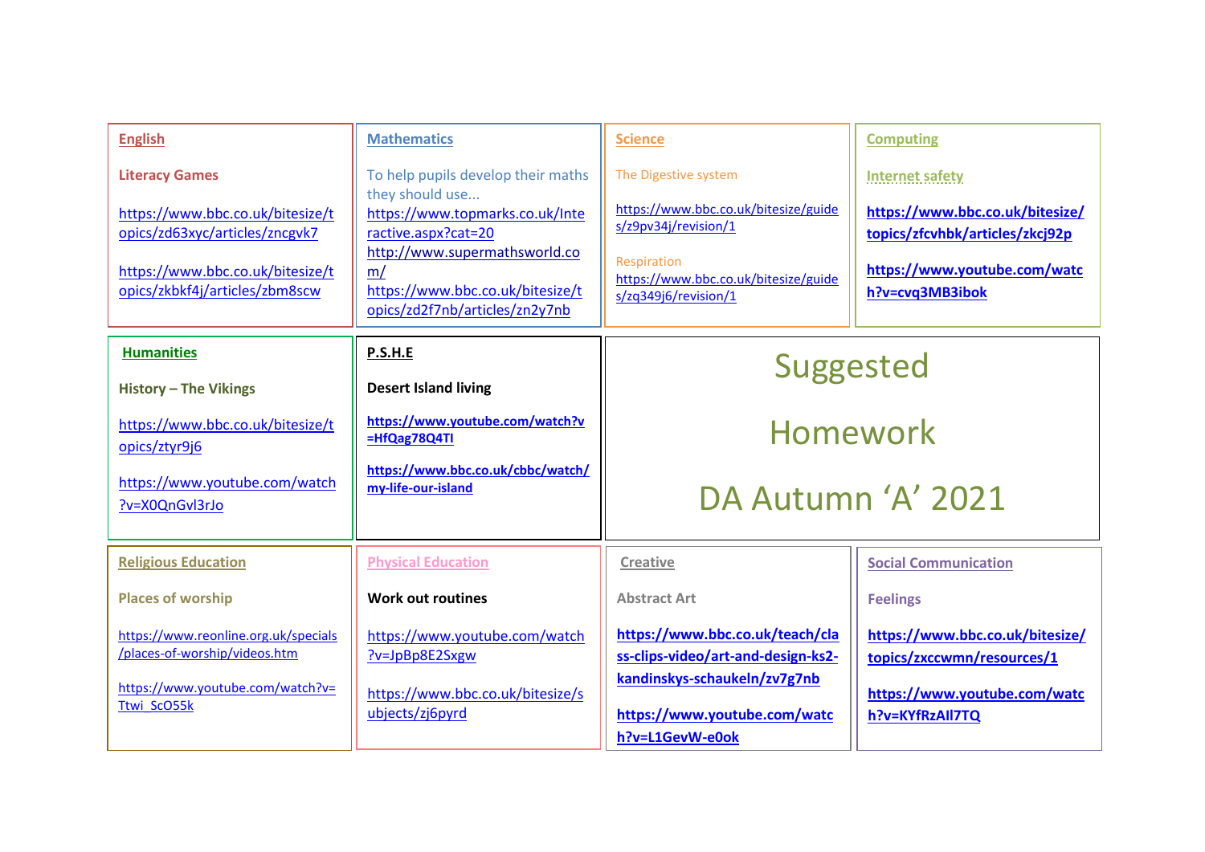# Suggested Homework

# DA Autumn 'A' 2021

## English

**Literacy Games**

https://www.bbc.co.uk/bitesize/topics/zd63xyc/articles/zncgvk7

https://www.bbc.co.uk/bitesize/topics/zkbkf4j/articles/zbm8scw

## Mathematics

To help pupils develop their maths they should use...

https://www.topmarks.co.uk/Interactive.aspx?cat=20

http://www.supermathsworld.com/

https://www.bbc.co.uk/bitesize/topics/zd2f7nb/articles/zn2y7nb

## Science

The Digestive system

https://www.bbc.co.uk/bitesize/guides/z9pv34j/revision/1

Respiration

https://www.bbc.co.uk/bitesize/guides/zq349j6/revision/1

## Computing

**Internet safety**

**https://www.bbc.co.uk/bitesize/topics/zfcvhbk/articles/zkcj92p**

**https://www.youtube.com/watch?v=cvq3MB3ibok**

## Humanities

**History – The Vikings**

https://www.bbc.co.uk/bitesize/topics/ztyr9j6

https://www.youtube.com/watch?v=X0QnGvl3rJo

## P.S.H.E

**Desert Island living**

**https://www.youtube.com/watch?v=HfQag78Q4TI**

**https://www.bbc.co.uk/cbbc/watch/my-life-our-island**

## Religious Education

**Places of worship**

https://www.reonline.org.uk/specials/places-of-worship/videos.htm

https://www.youtube.com/watch?v=Ttwi_ScO55k

## Physical Education

**Work out routines**

https://www.youtube.com/watch?v=JpBp8E2Sxgw

https://www.bbc.co.uk/bitesize/subjects/zj6pyrd

## Creative

**Abstract Art**

**https://www.bbc.co.uk/teach/class-clips-video/art-and-design-ks2-kandinskys-schaukeln/zv7g7nb**

**https://www.youtube.com/watch?v=L1GevW-e0ok**

## Social Communication

**Feelings**

**https://www.bbc.co.uk/bitesize/topics/zxccwmn/resources/1**

**https://www.youtube.com/watch?v=KYfRzAIl7TQ**